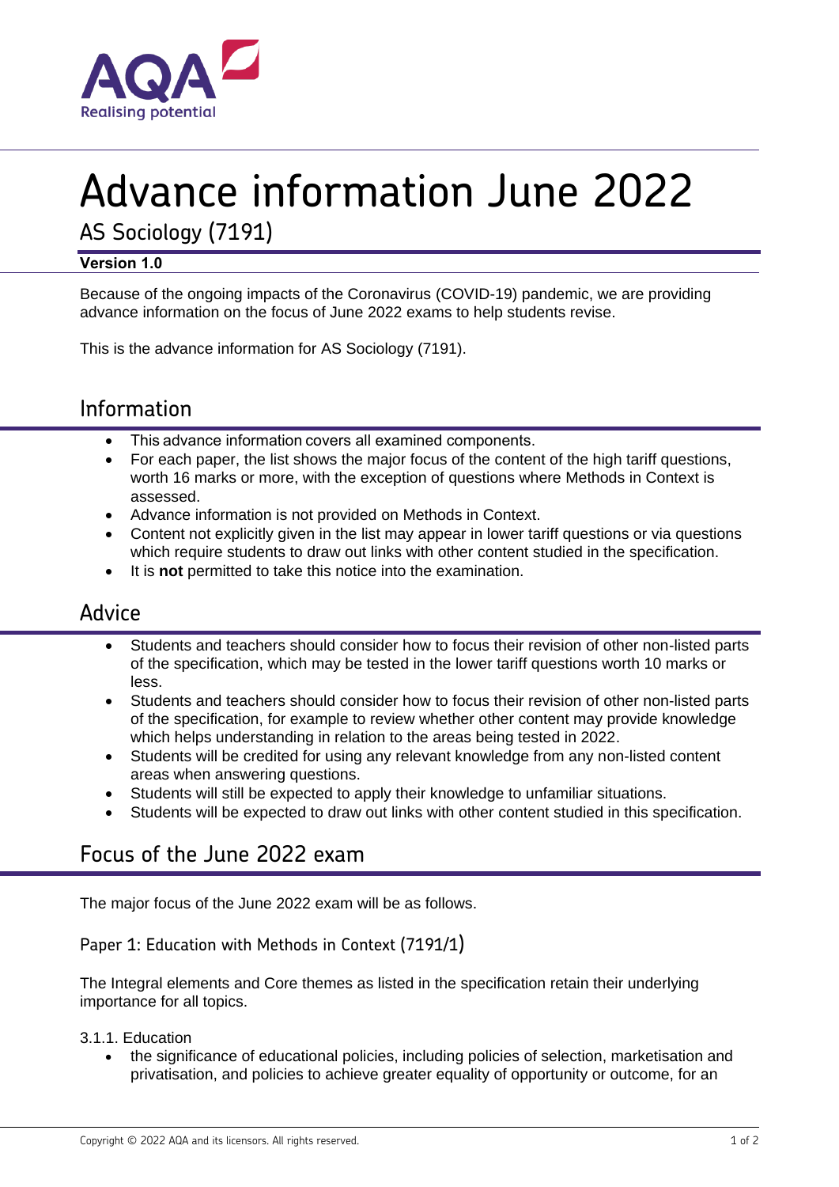# Advance information June 2022

## AS Sociology (7191)

**Version 1.0**

Because of the ongoing impacts of the Coronavirus (COVID-19) pandemic, we are providing advance information on the focus of June 2022 exams to help students revise.

This is the advance information for AS Sociology (7191).

## Information

- This advance information covers all examined components.
- For each paper, the list shows the major focus of the content of the high tariff questions, worth 16 marks or more, with the exception of questions where Methods in Context is assessed.
- Advance information is not provided on Methods in Context.
- Content not explicitly given in the list may appear in lower tariff questions or via questions which require students to draw out links with other content studied in the specification.
- It is **not** permitted to take this notice into the examination.

## Advice

- Students and teachers should consider how to focus their revision of other non-listed parts of the specification, which may be tested in the lower tariff questions worth 10 marks or less.
- Students and teachers should consider how to focus their revision of other non-listed parts of the specification, for example to review whether other content may provide knowledge which helps understanding in relation to the areas being tested in 2022.
- Students will be credited for using any relevant knowledge from any non-listed content areas when answering questions.
- Students will still be expected to apply their knowledge to unfamiliar situations.
- Students will be expected to draw out links with other content studied in this specification.

## Focus of the June 2022 exam

The major focus of the June 2022 exam will be as follows.

### Paper 1: Education with Methods in Context (7191/1)

The Integral elements and Core themes as listed in the specification retain their underlying importance for all topics.

3.1.1. Education

- the significance of educational policies, including policies of selection, marketisation and privatisation, and policies to achieve greater equality of opportunity or outcome, for an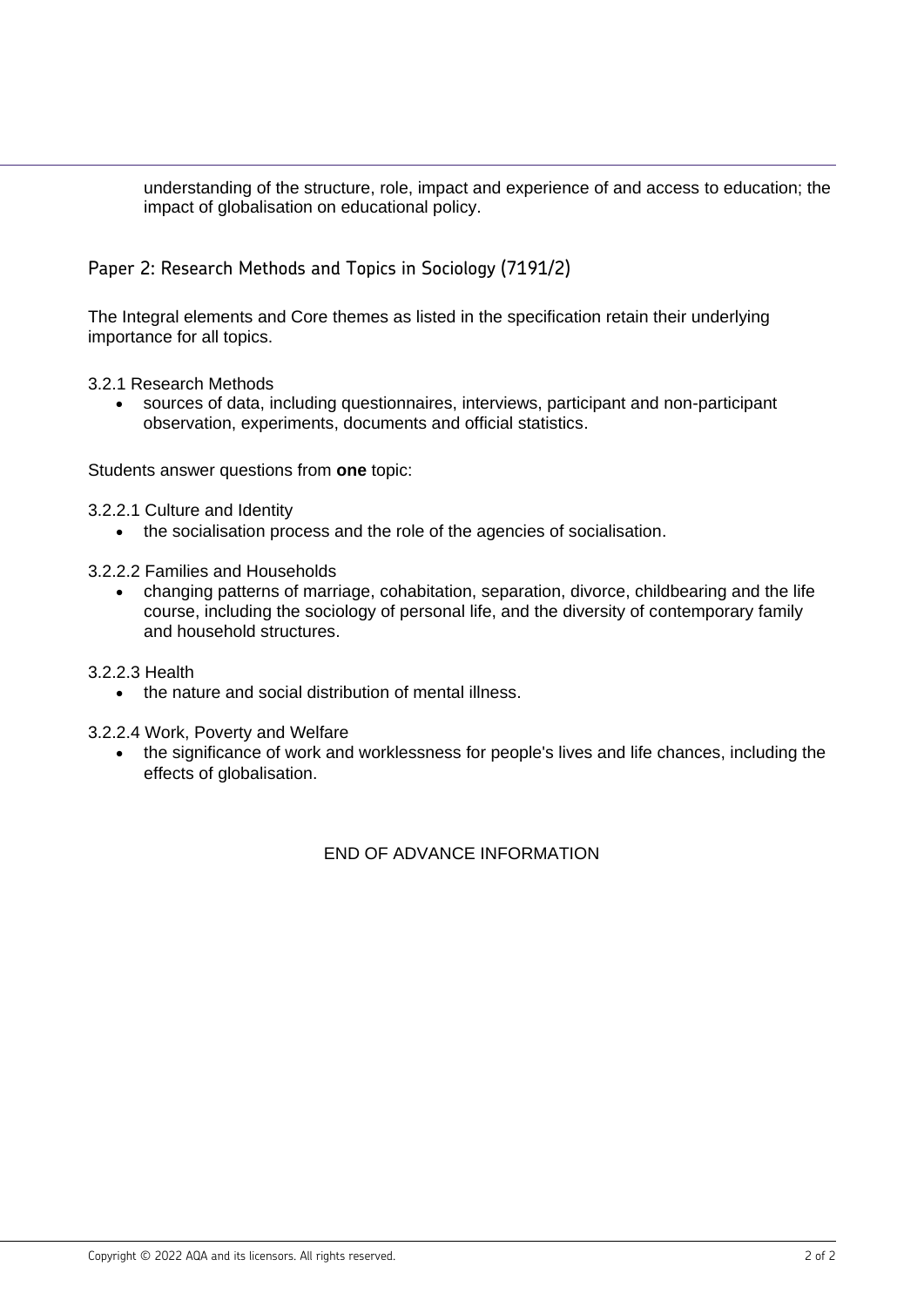understanding of the structure, role, impact and experience of and access to education; the impact of globalisation on educational policy.

## Paper 2: Research Methods and Topics in Sociology (7191/2)

The Integral elements and Core themes as listed in the specification retain their underlying importance for all topics.

3.2.1 Research Methods

- sources of data, including questionnaires, interviews, participant and non-participant observation, experiments, documents and official statistics.

Students answer questions from **one** topic:

3.2.2.1 Culture and Identity

- the socialisation process and the role of the agencies of socialisation.

3.2.2.2 Families and Households

- changing patterns of marriage, cohabitation, separation, divorce, childbearing and the life course, including the sociology of personal life, and the diversity of contemporary family and household structures.

3.2.2.3 Health

- the nature and social distribution of mental illness.

3.2.2.4 Work, Poverty and Welfare

- the significance of work and worklessness for people's lives and life chances, including the effects of globalisation.

END OF ADVANCE INFORMATION

Copyright © 2022 AQA and its licensors. All rights reserved.